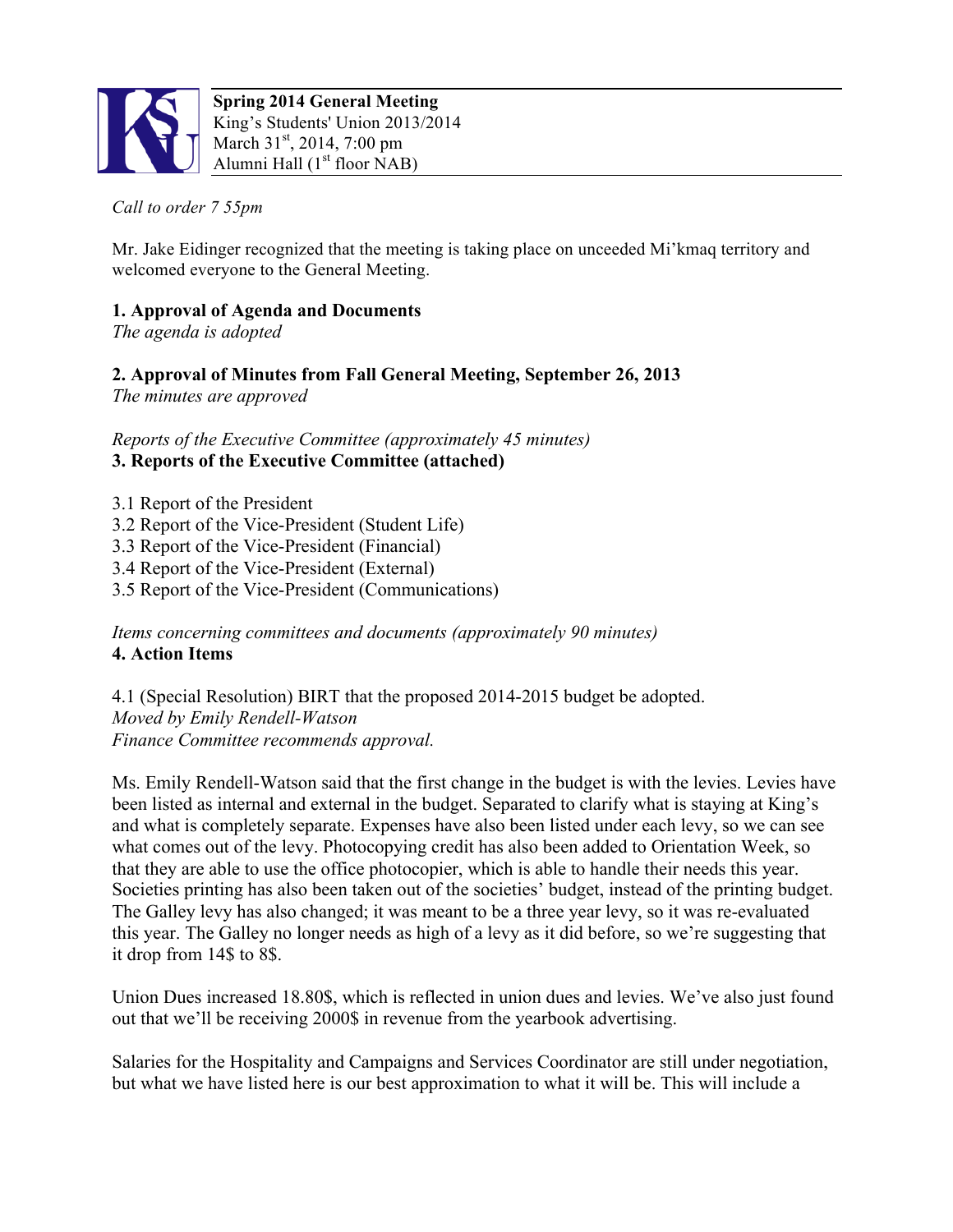**Spring 2014 General Meeting**
King's Students' Union 2013/2014
March 31st, 2014, 7:00 pm
Alumni Hall (1st floor NAB)

*Call to order 7 55pm*

Mr. Jake Eidinger recognized that the meeting is taking place on unceeded Mi'kmaq territory and welcomed everyone to the General Meeting.

**1. Approval of Agenda and Documents**
*The agenda is adopted*

**2. Approval of Minutes from Fall General Meeting, September 26, 2013**
*The minutes are approved*

*Reports of the Executive Committee (approximately 45 minutes)*
**3. Reports of the Executive Committee (attached)**

3.1 Report of the President
3.2 Report of the Vice-President (Student Life)
3.3 Report of the Vice-President (Financial)
3.4 Report of the Vice-President (External)
3.5 Report of the Vice-President (Communications)

*Items concerning committees and documents (approximately 90 minutes)*
**4. Action Items**

4.1 (Special Resolution) BIRT that the proposed 2014-2015 budget be adopted.
*Moved by Emily Rendell-Watson*
*Finance Committee recommends approval.*

Ms. Emily Rendell-Watson said that the first change in the budget is with the levies. Levies have been listed as internal and external in the budget. Separated to clarify what is staying at King's and what is completely separate. Expenses have also been listed under each levy, so we can see what comes out of the levy. Photocopying credit has also been added to Orientation Week, so that they are able to use the office photocopier, which is able to handle their needs this year. Societies printing has also been taken out of the societies' budget, instead of the printing budget. The Galley levy has also changed; it was meant to be a three year levy, so it was re-evaluated this year. The Galley no longer needs as high of a levy as it did before, so we're suggesting that it drop from 14$ to 8$.

Union Dues increased 18.80$, which is reflected in union dues and levies. We've also just found out that we'll be receiving 2000$ in revenue from the yearbook advertising.

Salaries for the Hospitality and Campaigns and Services Coordinator are still under negotiation, but what we have listed here is our best approximation to what it will be. This will include a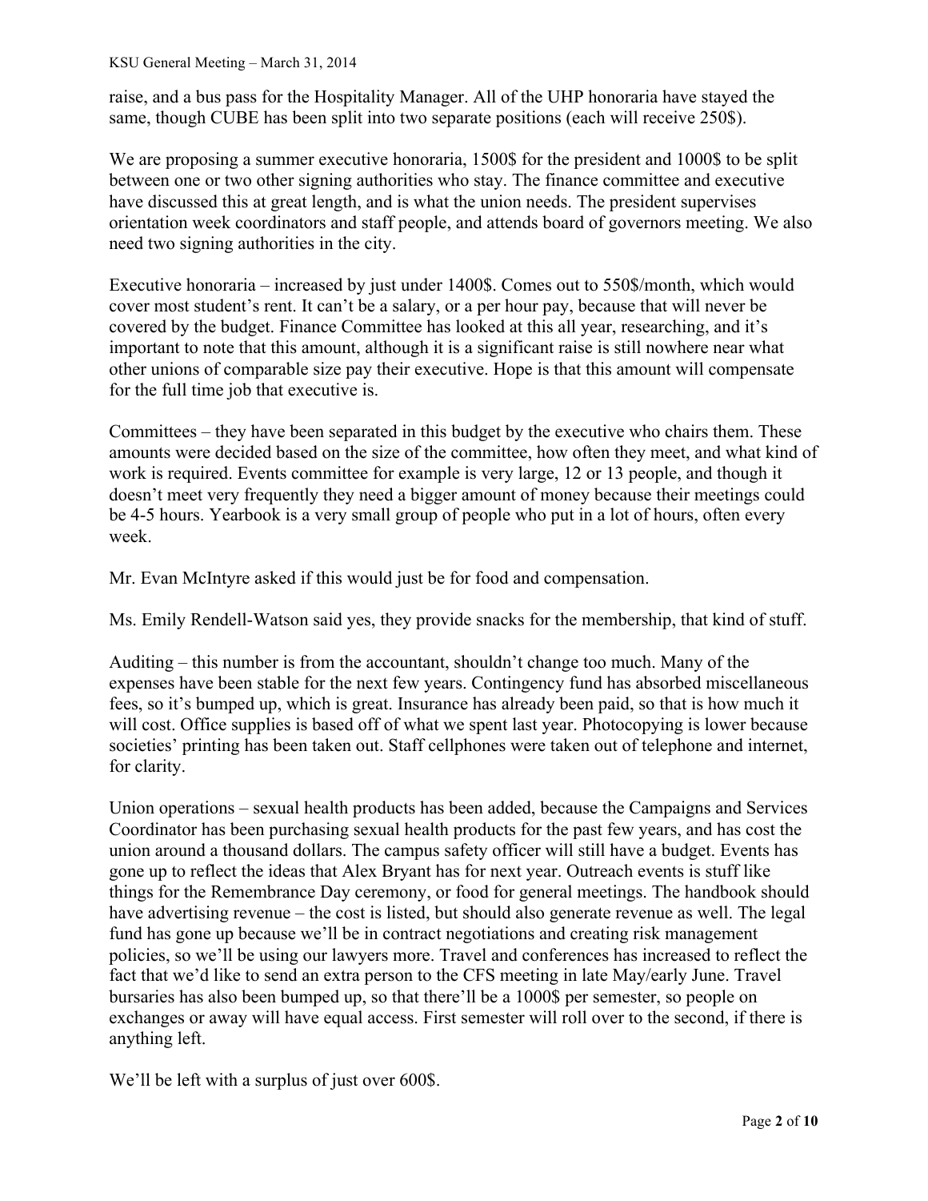raise, and a bus pass for the Hospitality Manager. All of the UHP honoraria have stayed the same, though CUBE has been split into two separate positions (each will receive 250$).

We are proposing a summer executive honoraria, 1500$ for the president and 1000$ to be split between one or two other signing authorities who stay. The finance committee and executive have discussed this at great length, and is what the union needs. The president supervises orientation week coordinators and staff people, and attends board of governors meeting. We also need two signing authorities in the city.

Executive honoraria – increased by just under 1400$. Comes out to 550$/month, which would cover most student's rent. It can't be a salary, or a per hour pay, because that will never be covered by the budget. Finance Committee has looked at this all year, researching, and it's important to note that this amount, although it is a significant raise is still nowhere near what other unions of comparable size pay their executive. Hope is that this amount will compensate for the full time job that executive is.

Committees – they have been separated in this budget by the executive who chairs them. These amounts were decided based on the size of the committee, how often they meet, and what kind of work is required. Events committee for example is very large, 12 or 13 people, and though it doesn't meet very frequently they need a bigger amount of money because their meetings could be 4-5 hours. Yearbook is a very small group of people who put in a lot of hours, often every week.

Mr. Evan McIntyre asked if this would just be for food and compensation.

Ms. Emily Rendell-Watson said yes, they provide snacks for the membership, that kind of stuff.

Auditing – this number is from the accountant, shouldn't change too much. Many of the expenses have been stable for the next few years. Contingency fund has absorbed miscellaneous fees, so it's bumped up, which is great. Insurance has already been paid, so that is how much it will cost. Office supplies is based off of what we spent last year. Photocopying is lower because societies' printing has been taken out. Staff cellphones were taken out of telephone and internet, for clarity.

Union operations – sexual health products has been added, because the Campaigns and Services Coordinator has been purchasing sexual health products for the past few years, and has cost the union around a thousand dollars. The campus safety officer will still have a budget. Events has gone up to reflect the ideas that Alex Bryant has for next year. Outreach events is stuff like things for the Remembrance Day ceremony, or food for general meetings. The handbook should have advertising revenue – the cost is listed, but should also generate revenue as well. The legal fund has gone up because we'll be in contract negotiations and creating risk management policies, so we'll be using our lawyers more. Travel and conferences has increased to reflect the fact that we'd like to send an extra person to the CFS meeting in late May/early June. Travel bursaries has also been bumped up, so that there'll be a 1000$ per semester, so people on exchanges or away will have equal access. First semester will roll over to the second, if there is anything left.

We'll be left with a surplus of just over 600$.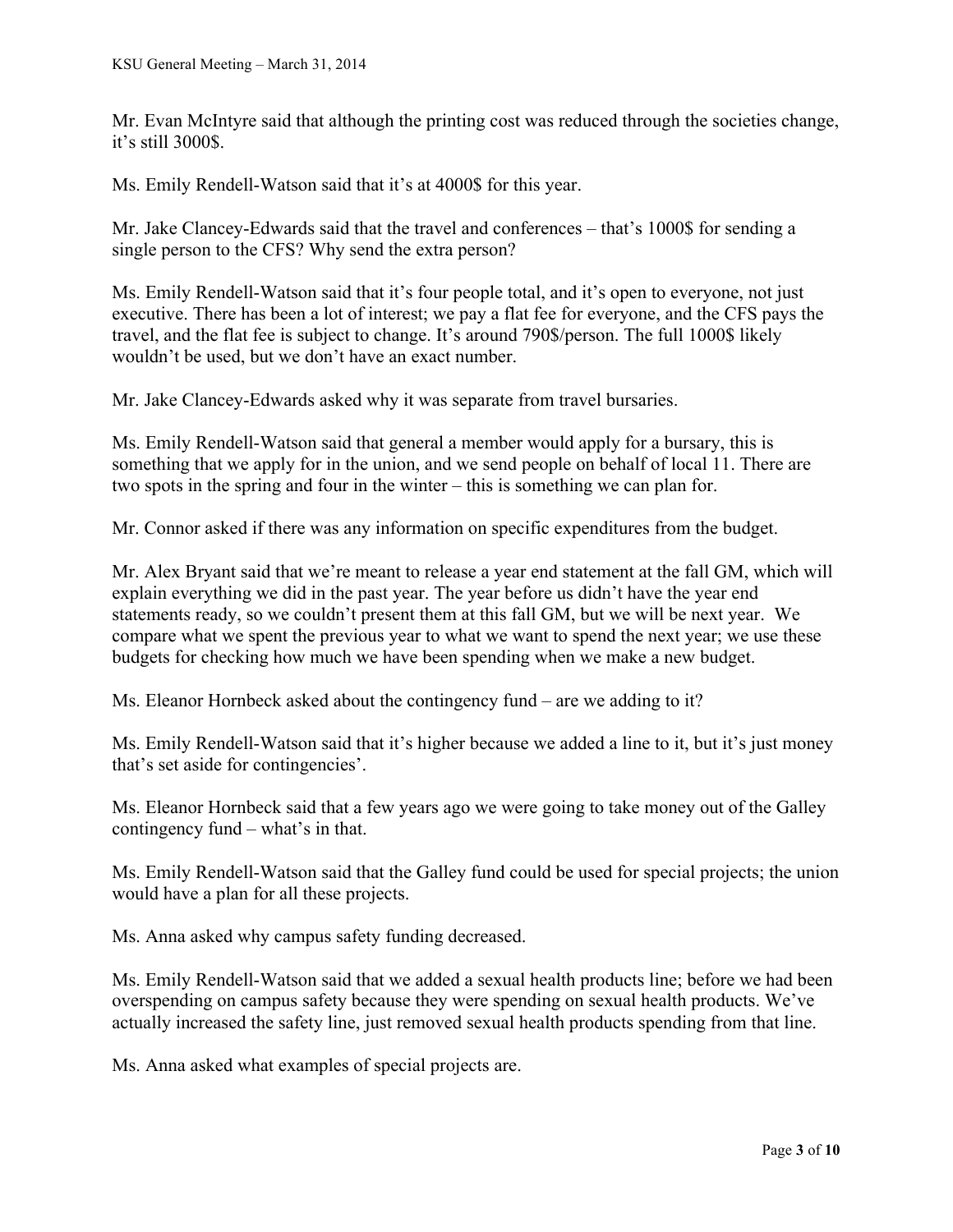Mr. Evan McIntyre said that although the printing cost was reduced through the societies change, it's still 3000$.

Ms. Emily Rendell-Watson said that it's at 4000$ for this year.

Mr. Jake Clancey-Edwards said that the travel and conferences – that's 1000$ for sending a single person to the CFS? Why send the extra person?

Ms. Emily Rendell-Watson said that it's four people total, and it's open to everyone, not just executive. There has been a lot of interest; we pay a flat fee for everyone, and the CFS pays the travel, and the flat fee is subject to change. It's around 790$/person. The full 1000$ likely wouldn't be used, but we don't have an exact number.

Mr. Jake Clancey-Edwards asked why it was separate from travel bursaries.

Ms. Emily Rendell-Watson said that general a member would apply for a bursary, this is something that we apply for in the union, and we send people on behalf of local 11. There are two spots in the spring and four in the winter – this is something we can plan for.

Mr. Connor asked if there was any information on specific expenditures from the budget.

Mr. Alex Bryant said that we're meant to release a year end statement at the fall GM, which will explain everything we did in the past year. The year before us didn't have the year end statements ready, so we couldn't present them at this fall GM, but we will be next year. We compare what we spent the previous year to what we want to spend the next year; we use these budgets for checking how much we have been spending when we make a new budget.

Ms. Eleanor Hornbeck asked about the contingency fund – are we adding to it?

Ms. Emily Rendell-Watson said that it's higher because we added a line to it, but it's just money that's set aside for contingencies'.

Ms. Eleanor Hornbeck said that a few years ago we were going to take money out of the Galley contingency fund – what's in that.

Ms. Emily Rendell-Watson said that the Galley fund could be used for special projects; the union would have a plan for all these projects.

Ms. Anna asked why campus safety funding decreased.

Ms. Emily Rendell-Watson said that we added a sexual health products line; before we had been overspending on campus safety because they were spending on sexual health products. We've actually increased the safety line, just removed sexual health products spending from that line.

Ms. Anna asked what examples of special projects are.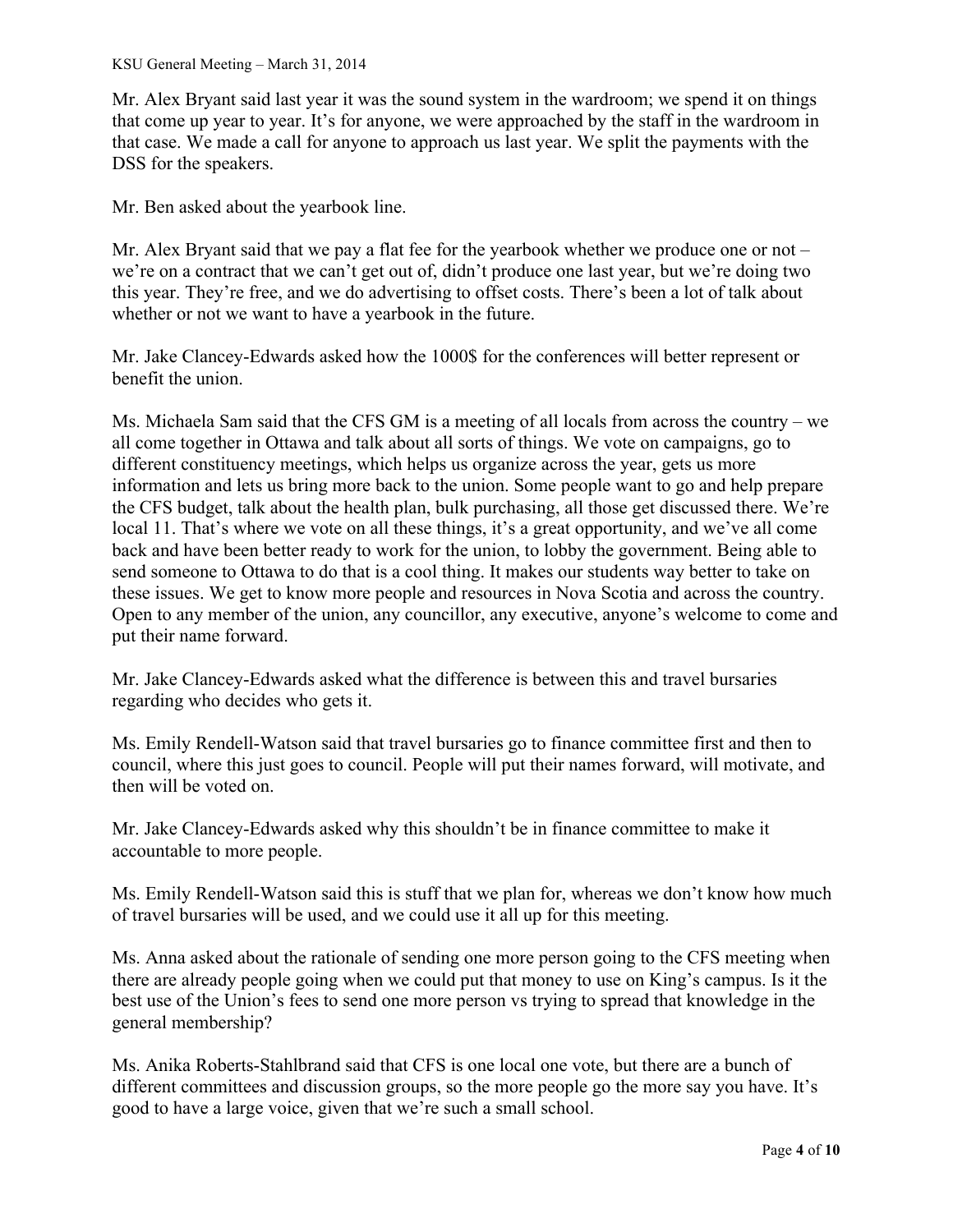Mr. Alex Bryant said last year it was the sound system in the wardroom; we spend it on things that come up year to year. It's for anyone, we were approached by the staff in the wardroom in that case. We made a call for anyone to approach us last year. We split the payments with the DSS for the speakers.

Mr. Ben asked about the yearbook line.

Mr. Alex Bryant said that we pay a flat fee for the yearbook whether we produce one or not – we're on a contract that we can't get out of, didn't produce one last year, but we're doing two this year. They're free, and we do advertising to offset costs. There's been a lot of talk about whether or not we want to have a yearbook in the future.

Mr. Jake Clancey-Edwards asked how the 1000$ for the conferences will better represent or benefit the union.

Ms. Michaela Sam said that the CFS GM is a meeting of all locals from across the country – we all come together in Ottawa and talk about all sorts of things. We vote on campaigns, go to different constituency meetings, which helps us organize across the year, gets us more information and lets us bring more back to the union. Some people want to go and help prepare the CFS budget, talk about the health plan, bulk purchasing, all those get discussed there. We're local 11. That's where we vote on all these things, it's a great opportunity, and we've all come back and have been better ready to work for the union, to lobby the government. Being able to send someone to Ottawa to do that is a cool thing. It makes our students way better to take on these issues. We get to know more people and resources in Nova Scotia and across the country. Open to any member of the union, any councillor, any executive, anyone's welcome to come and put their name forward.

Mr. Jake Clancey-Edwards asked what the difference is between this and travel bursaries regarding who decides who gets it.

Ms. Emily Rendell-Watson said that travel bursaries go to finance committee first and then to council, where this just goes to council. People will put their names forward, will motivate, and then will be voted on.

Mr. Jake Clancey-Edwards asked why this shouldn't be in finance committee to make it accountable to more people.

Ms. Emily Rendell-Watson said this is stuff that we plan for, whereas we don't know how much of travel bursaries will be used, and we could use it all up for this meeting.

Ms. Anna asked about the rationale of sending one more person going to the CFS meeting when there are already people going when we could put that money to use on King's campus. Is it the best use of the Union's fees to send one more person vs trying to spread that knowledge in the general membership?

Ms. Anika Roberts-Stahlbrand said that CFS is one local one vote, but there are a bunch of different committees and discussion groups, so the more people go the more say you have. It's good to have a large voice, given that we're such a small school.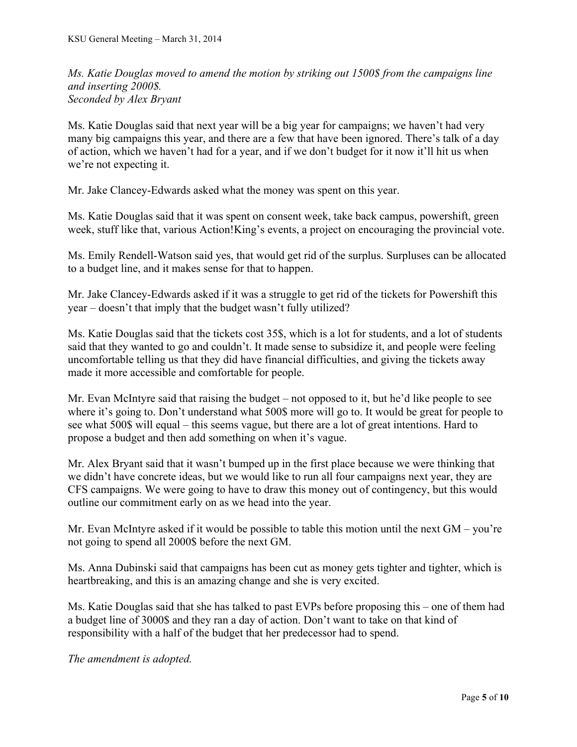*Ms. Katie Douglas moved to amend the motion by striking out 1500$ from the campaigns line and inserting 2000$.*
*Seconded by Alex Bryant*

Ms. Katie Douglas said that next year will be a big year for campaigns; we haven't had very many big campaigns this year, and there are a few that have been ignored. There's talk of a day of action, which we haven't had for a year, and if we don't budget for it now it'll hit us when we're not expecting it.

Mr. Jake Clancey-Edwards asked what the money was spent on this year.

Ms. Katie Douglas said that it was spent on consent week, take back campus, powershift, green week, stuff like that, various Action!King's events, a project on encouraging the provincial vote.

Ms. Emily Rendell-Watson said yes, that would get rid of the surplus. Surpluses can be allocated to a budget line, and it makes sense for that to happen.

Mr. Jake Clancey-Edwards asked if it was a struggle to get rid of the tickets for Powershift this year – doesn't that imply that the budget wasn't fully utilized?

Ms. Katie Douglas said that the tickets cost 35$, which is a lot for students, and a lot of students said that they wanted to go and couldn't. It made sense to subsidize it, and people were feeling uncomfortable telling us that they did have financial difficulties, and giving the tickets away made it more accessible and comfortable for people.

Mr. Evan McIntyre said that raising the budget – not opposed to it, but he'd like people to see where it's going to. Don't understand what 500$ more will go to. It would be great for people to see what 500$ will equal – this seems vague, but there are a lot of great intentions. Hard to propose a budget and then add something on when it's vague.

Mr. Alex Bryant said that it wasn't bumped up in the first place because we were thinking that we didn't have concrete ideas, but we would like to run all four campaigns next year, they are CFS campaigns. We were going to have to draw this money out of contingency, but this would outline our commitment early on as we head into the year.

Mr. Evan McIntyre asked if it would be possible to table this motion until the next GM – you're not going to spend all 2000$ before the next GM.

Ms. Anna Dubinski said that campaigns has been cut as money gets tighter and tighter, which is heartbreaking, and this is an amazing change and she is very excited.

Ms. Katie Douglas said that she has talked to past EVPs before proposing this – one of them had a budget line of 3000$ and they ran a day of action. Don't want to take on that kind of responsibility with a half of the budget that her predecessor had to spend.

*The amendment is adopted.*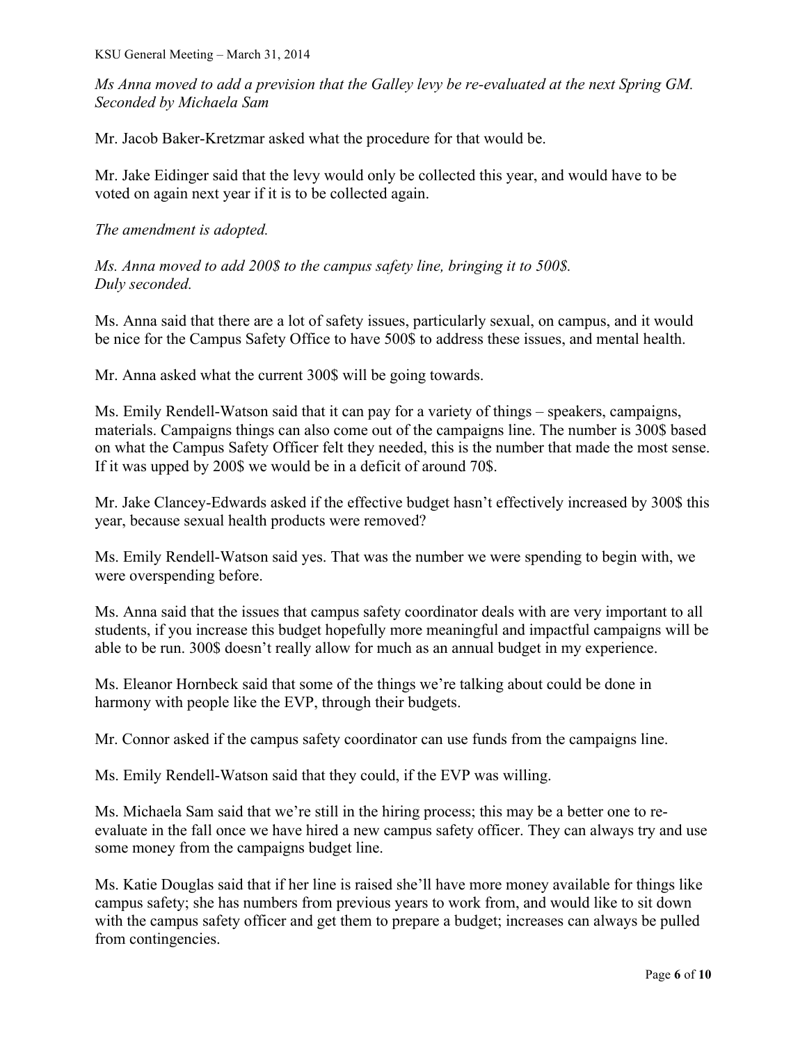*Ms Anna moved to add a prevision that the Galley levy be re-evaluated at the next Spring GM. Seconded by Michaela Sam*

Mr. Jacob Baker-Kretzmar asked what the procedure for that would be.

Mr. Jake Eidinger said that the levy would only be collected this year, and would have to be voted on again next year if it is to be collected again.

*The amendment is adopted.*

*Ms. Anna moved to add 200$ to the campus safety line, bringing it to 500$. Duly seconded.*

Ms. Anna said that there are a lot of safety issues, particularly sexual, on campus, and it would be nice for the Campus Safety Office to have 500$ to address these issues, and mental health.

Mr. Anna asked what the current 300$ will be going towards.

Ms. Emily Rendell-Watson said that it can pay for a variety of things – speakers, campaigns, materials. Campaigns things can also come out of the campaigns line. The number is 300$ based on what the Campus Safety Officer felt they needed, this is the number that made the most sense. If it was upped by 200$ we would be in a deficit of around 70$.

Mr. Jake Clancey-Edwards asked if the effective budget hasn't effectively increased by 300$ this year, because sexual health products were removed?

Ms. Emily Rendell-Watson said yes. That was the number we were spending to begin with, we were overspending before.

Ms. Anna said that the issues that campus safety coordinator deals with are very important to all students, if you increase this budget hopefully more meaningful and impactful campaigns will be able to be run. 300$ doesn't really allow for much as an annual budget in my experience.

Ms. Eleanor Hornbeck said that some of the things we're talking about could be done in harmony with people like the EVP, through their budgets.

Mr. Connor asked if the campus safety coordinator can use funds from the campaigns line.

Ms. Emily Rendell-Watson said that they could, if the EVP was willing.

Ms. Michaela Sam said that we're still in the hiring process; this may be a better one to re-evaluate in the fall once we have hired a new campus safety officer. They can always try and use some money from the campaigns budget line.

Ms. Katie Douglas said that if her line is raised she'll have more money available for things like campus safety; she has numbers from previous years to work from, and would like to sit down with the campus safety officer and get them to prepare a budget; increases can always be pulled from contingencies.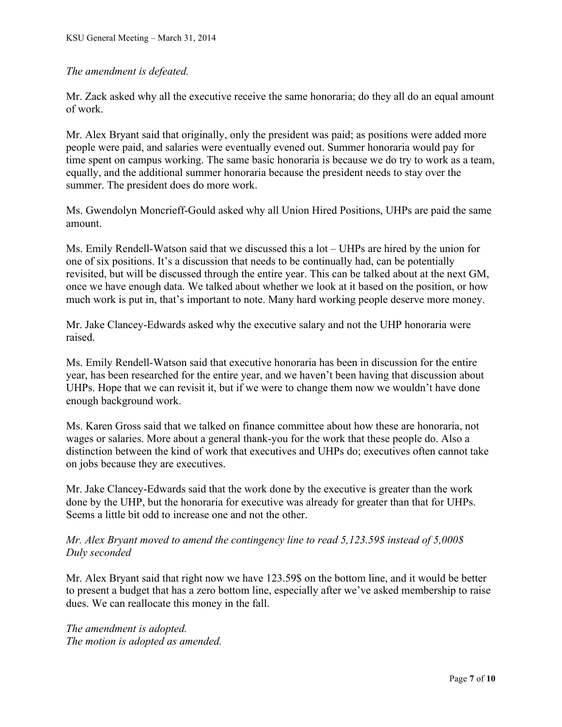*The amendment is defeated.*

Mr. Zack asked why all the executive receive the same honoraria; do they all do an equal amount of work.

Mr. Alex Bryant said that originally, only the president was paid; as positions were added more people were paid, and salaries were eventually evened out. Summer honoraria would pay for time spent on campus working. The same basic honoraria is because we do try to work as a team, equally, and the additional summer honoraria because the president needs to stay over the summer. The president does do more work.

Ms. Gwendolyn Moncrieff-Gould asked why all Union Hired Positions, UHPs are paid the same amount.

Ms. Emily Rendell-Watson said that we discussed this a lot – UHPs are hired by the union for one of six positions. It's a discussion that needs to be continually had, can be potentially revisited, but will be discussed through the entire year. This can be talked about at the next GM, once we have enough data. We talked about whether we look at it based on the position, or how much work is put in, that's important to note. Many hard working people deserve more money.

Mr. Jake Clancey-Edwards asked why the executive salary and not the UHP honoraria were raised.

Ms. Emily Rendell-Watson said that executive honoraria has been in discussion for the entire year, has been researched for the entire year, and we haven't been having that discussion about UHPs. Hope that we can revisit it, but if we were to change them now we wouldn't have done enough background work.

Ms. Karen Gross said that we talked on finance committee about how these are honoraria, not wages or salaries. More about a general thank-you for the work that these people do. Also a distinction between the kind of work that executives and UHPs do; executives often cannot take on jobs because they are executives.

Mr. Jake Clancey-Edwards said that the work done by the executive is greater than the work done by the UHP, but the honoraria for executive was already for greater than that for UHPs. Seems a little bit odd to increase one and not the other.

*Mr. Alex Bryant moved to amend the contingency line to read 5,123.59$ instead of 5,000$*
*Duly seconded*

Mr. Alex Bryant said that right now we have 123.59$ on the bottom line, and it would be better to present a budget that has a zero bottom line, especially after we've asked membership to raise dues. We can reallocate this money in the fall.

*The amendment is adopted.*
*The motion is adopted as amended.*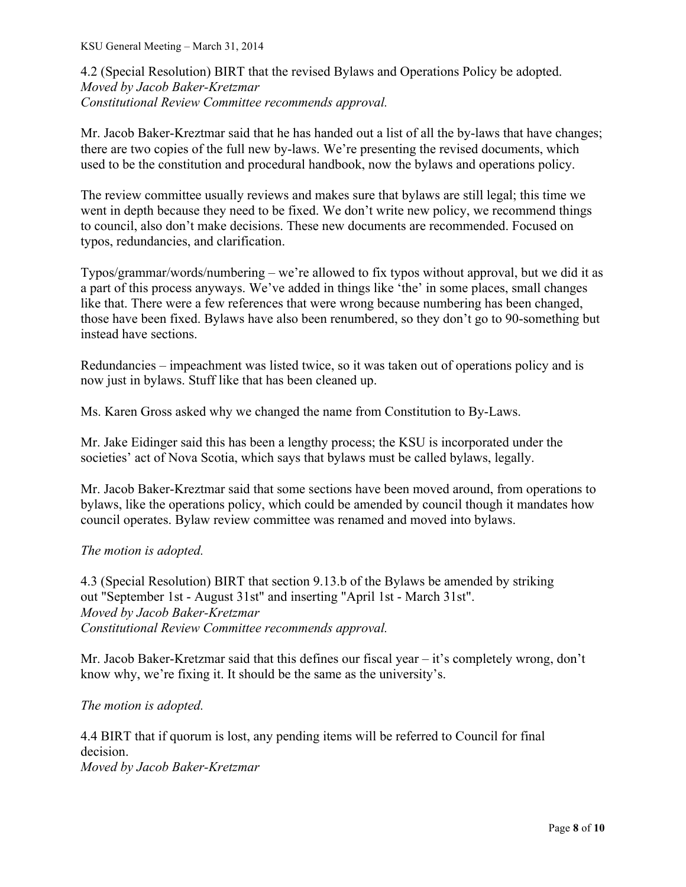4.2 (Special Resolution) BIRT that the revised Bylaws and Operations Policy be adopted.
*Moved by Jacob Baker-Kretzmar*
*Constitutional Review Committee recommends approval.*

Mr. Jacob Baker-Kreztmar said that he has handed out a list of all the by-laws that have changes; there are two copies of the full new by-laws. We're presenting the revised documents, which used to be the constitution and procedural handbook, now the bylaws and operations policy.

The review committee usually reviews and makes sure that bylaws are still legal; this time we went in depth because they need to be fixed. We don't write new policy, we recommend things to council, also don't make decisions. These new documents are recommended. Focused on typos, redundancies, and clarification.

Typos/grammar/words/numbering – we're allowed to fix typos without approval, but we did it as a part of this process anyways. We've added in things like 'the' in some places, small changes like that. There were a few references that were wrong because numbering has been changed, those have been fixed. Bylaws have also been renumbered, so they don't go to 90-something but instead have sections.

Redundancies – impeachment was listed twice, so it was taken out of operations policy and is now just in bylaws. Stuff like that has been cleaned up.

Ms. Karen Gross asked why we changed the name from Constitution to By-Laws.

Mr. Jake Eidinger said this has been a lengthy process; the KSU is incorporated under the societies' act of Nova Scotia, which says that bylaws must be called bylaws, legally.

Mr. Jacob Baker-Kreztmar said that some sections have been moved around, from operations to bylaws, like the operations policy, which could be amended by council though it mandates how council operates. Bylaw review committee was renamed and moved into bylaws.

*The motion is adopted.*

4.3 (Special Resolution) BIRT that section 9.13.b of the Bylaws be amended by striking out "September 1st - August 31st" and inserting "April 1st - March 31st".
*Moved by Jacob Baker-Kretzmar*
*Constitutional Review Committee recommends approval.*

Mr. Jacob Baker-Kretzmar said that this defines our fiscal year – it's completely wrong, don't know why, we're fixing it. It should be the same as the university's.

*The motion is adopted.*

4.4 BIRT that if quorum is lost, any pending items will be referred to Council for final decision.
*Moved by Jacob Baker-Kretzmar*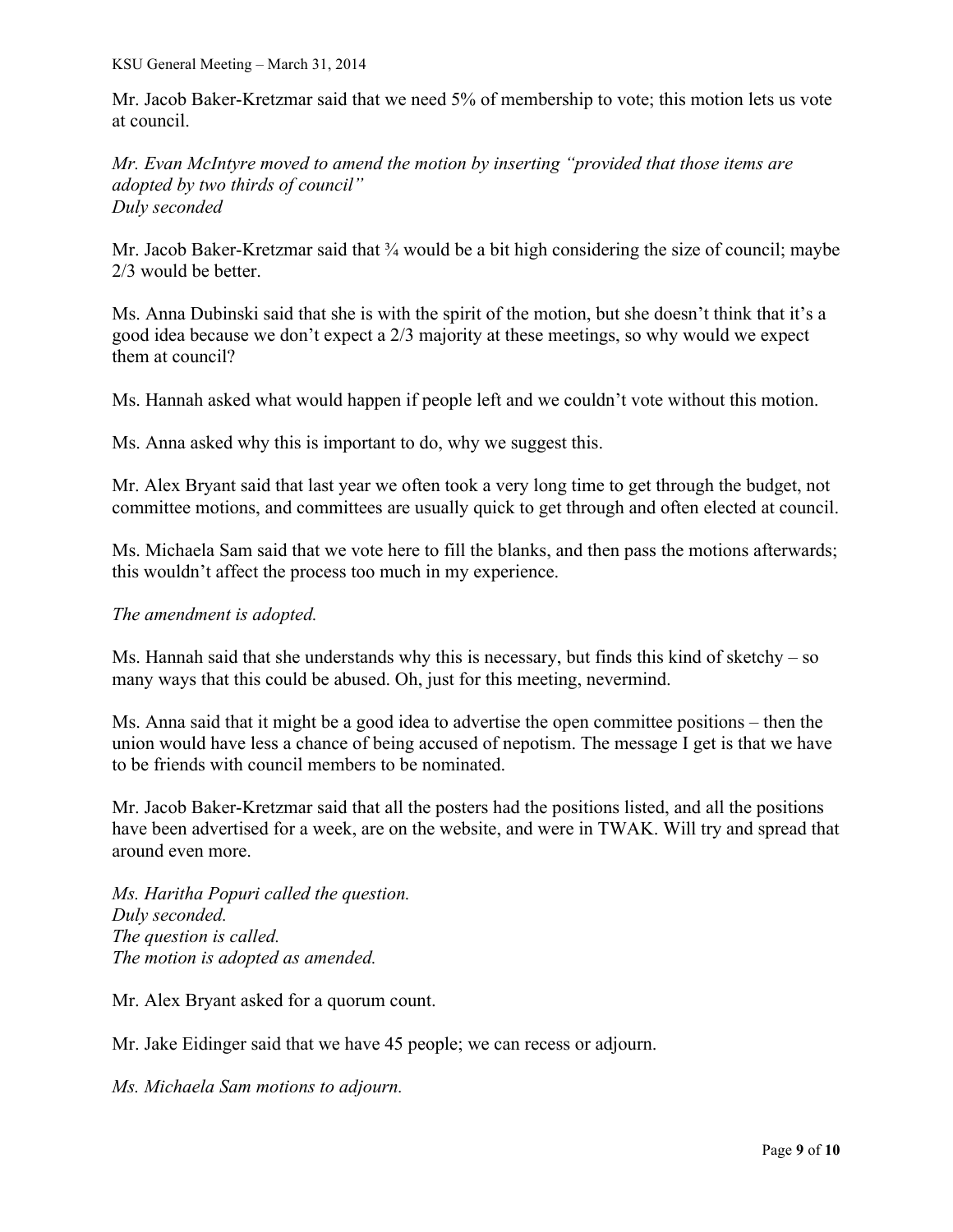Mr. Jacob Baker-Kretzmar said that we need 5% of membership to vote; this motion lets us vote at council.

*Mr. Evan McIntyre moved to amend the motion by inserting "provided that those items are adopted by two thirds of council"*
*Duly seconded*

Mr. Jacob Baker-Kretzmar said that ¾ would be a bit high considering the size of council; maybe 2/3 would be better.

Ms. Anna Dubinski said that she is with the spirit of the motion, but she doesn't think that it's a good idea because we don't expect a 2/3 majority at these meetings, so why would we expect them at council?

Ms. Hannah asked what would happen if people left and we couldn't vote without this motion.

Ms. Anna asked why this is important to do, why we suggest this.

Mr. Alex Bryant said that last year we often took a very long time to get through the budget, not committee motions, and committees are usually quick to get through and often elected at council.

Ms. Michaela Sam said that we vote here to fill the blanks, and then pass the motions afterwards; this wouldn't affect the process too much in my experience.

*The amendment is adopted.*

Ms. Hannah said that she understands why this is necessary, but finds this kind of sketchy – so many ways that this could be abused. Oh, just for this meeting, nevermind.

Ms. Anna said that it might be a good idea to advertise the open committee positions – then the union would have less a chance of being accused of nepotism. The message I get is that we have to be friends with council members to be nominated.

Mr. Jacob Baker-Kretzmar said that all the posters had the positions listed, and all the positions have been advertised for a week, are on the website, and were in TWAK. Will try and spread that around even more.

*Ms. Haritha Popuri called the question.*
*Duly seconded.*
*The question is called.*
*The motion is adopted as amended.*

Mr. Alex Bryant asked for a quorum count.

Mr. Jake Eidinger said that we have 45 people; we can recess or adjourn.

*Ms. Michaela Sam motions to adjourn.*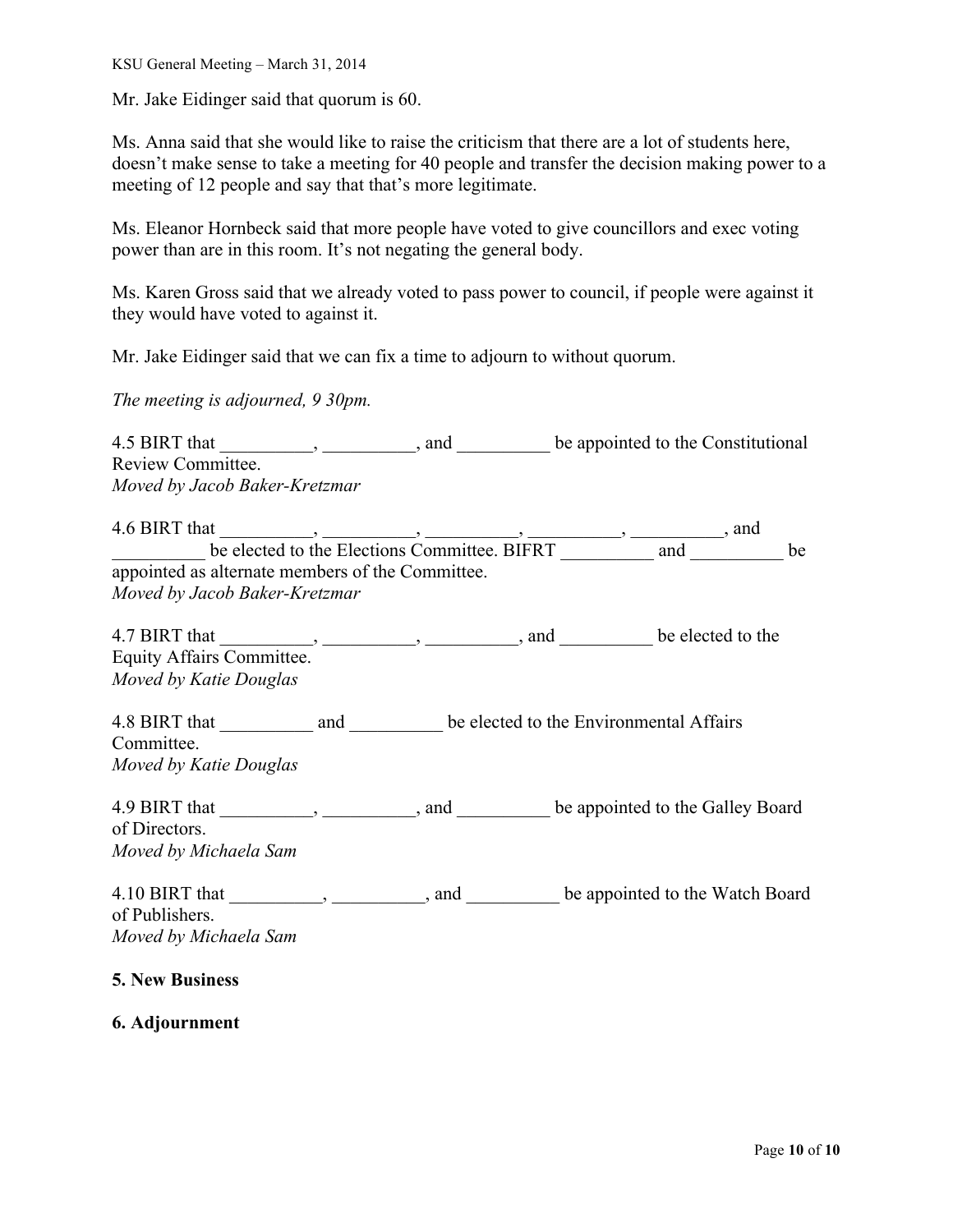Mr. Jake Eidinger said that quorum is 60.

Ms. Anna said that she would like to raise the criticism that there are a lot of students here, doesn't make sense to take a meeting for 40 people and transfer the decision making power to a meeting of 12 people and say that that's more legitimate.

Ms. Eleanor Hornbeck said that more people have voted to give councillors and exec voting power than are in this room. It's not negating the general body.

Ms. Karen Gross said that we already voted to pass power to council, if people were against it they would have voted to against it.

Mr. Jake Eidinger said that we can fix a time to adjourn to without quorum.

*The meeting is adjourned, 9 30pm.*

4.5 BIRT that __________, __________, and __________ be appointed to the Constitutional Review Committee.
*Moved by Jacob Baker-Kretzmar*

4.6 BIRT that __________, __________, __________, __________, __________, and __________ be elected to the Elections Committee. BIFRT __________ and __________ be appointed as alternate members of the Committee.
*Moved by Jacob Baker-Kretzmar*

4.7 BIRT that __________, __________, __________, and __________ be elected to the Equity Affairs Committee.
*Moved by Katie Douglas*

4.8 BIRT that __________ and __________ be elected to the Environmental Affairs Committee.
*Moved by Katie Douglas*

4.9 BIRT that __________, __________, and __________ be appointed to the Galley Board of Directors.
*Moved by Michaela Sam*

4.10 BIRT that __________, __________, and __________ be appointed to the Watch Board of Publishers.
*Moved by Michaela Sam*

**5. New Business**

**6. Adjournment**